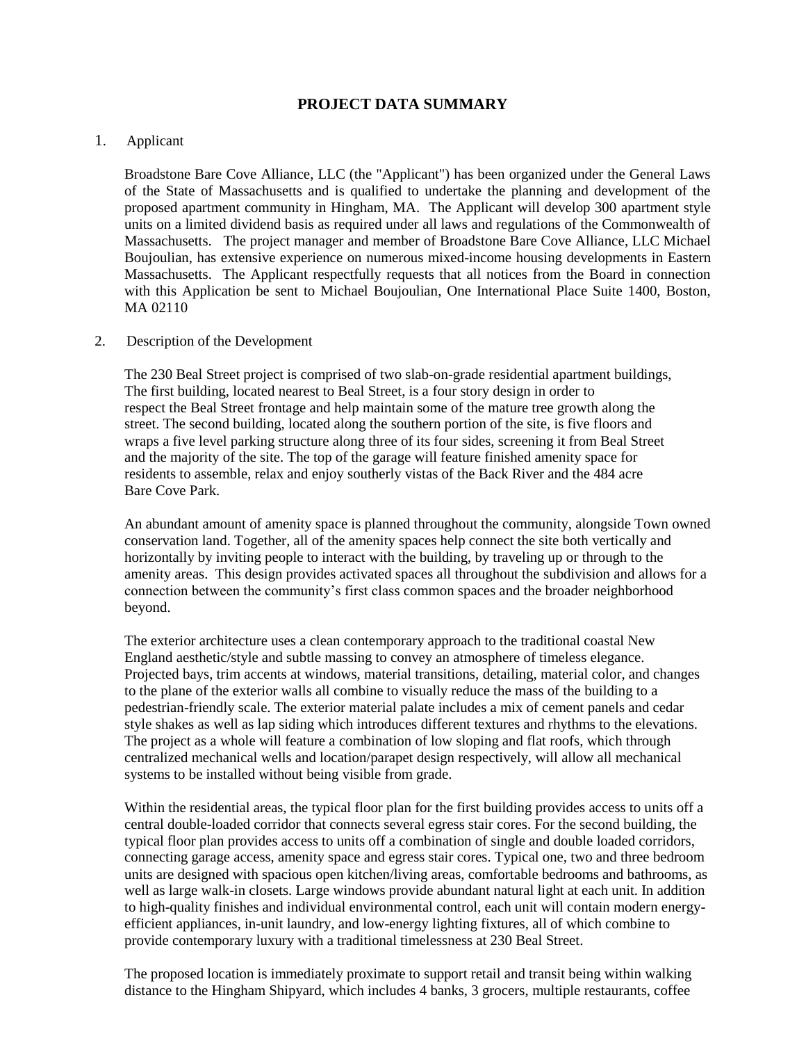# PROJECT DATA SUMMARY

1. Applicant

Broadstone Bare Cove Alliance, LLC (the "Applicant") has been organized under the General Laws of the State of Massachusetts and is qualified to undertake the planning and development of the proposed apartment community in Hingham, MA. The Applicant will develop 300 apartment style units on a limited dividend basis as required under all laws and regulations of the Commonwealth of Massachusetts. The project manager and member of Broadstone Bare Cove Alliance, LLC Michael Boujoulian, has extensive experience on numerous mixed-income housing developments in Eastern Massachusetts. The Applicant respectfully requests that all notices from the Board in connection with this Application be sent to Michael Boujoulian, One International Place Suite 1400, Boston, MA 02110

2. Description of the Development

The 230 Beal Street project is comprised of two slab-on-grade residential apartment buildings, The first building, located nearest to Beal Street, is a four story design in order to respect the Beal Street frontage and help maintain some of the mature tree growth along the street. The second building, located along the southern portion of the site, is five floors and wraps a five level parking structure along three of its four sides, screening it from Beal Street and the majority of the site. The top of the garage will feature finished amenity space for residents to assemble, relax and enjoy southerly vistas of the Back River and the 484 acre Bare Cove Park.

An abundant amount of amenity space is planned throughout the community, alongside Town owned conservation land. Together, all of the amenity spaces help connect the site both vertically and horizontally by inviting people to interact with the building, by traveling up or through to the amenity areas. This design provides activated spaces all throughout the subdivision and allows for a connection between the community's first class common spaces and the broader neighborhood beyond.

The exterior architecture uses a clean contemporary approach to the traditional coastal New England aesthetic/style and subtle massing to convey an atmosphere of timeless elegance. Projected bays, trim accents at windows, material transitions, detailing, material color, and changes to the plane of the exterior walls all combine to visually reduce the mass of the building to a pedestrian-friendly scale. The exterior material palate includes a mix of cement panels and cedar style shakes as well as lap siding which introduces different textures and rhythms to the elevations. The project as a whole will feature a combination of low sloping and flat roofs, which through centralized mechanical wells and location/parapet design respectively, will allow all mechanical systems to be installed without being visible from grade.

Within the residential areas, the typical floor plan for the first building provides access to units off a central double-loaded corridor that connects several egress stair cores. For the second building, the typical floor plan provides access to units off a combination of single and double loaded corridors, connecting garage access, amenity space and egress stair cores. Typical one, two and three bedroom units are designed with spacious open kitchen/living areas, comfortable bedrooms and bathrooms, as well as large walk-in closets. Large windows provide abundant natural light at each unit. In addition to high-quality finishes and individual environmental control, each unit will contain modern energy-efficient appliances, in-unit laundry, and low-energy lighting fixtures, all of which combine to provide contemporary luxury with a traditional timelessness at 230 Beal Street.

The proposed location is immediately proximate to support retail and transit being within walking distance to the Hingham Shipyard, which includes 4 banks, 3 grocers, multiple restaurants, coffee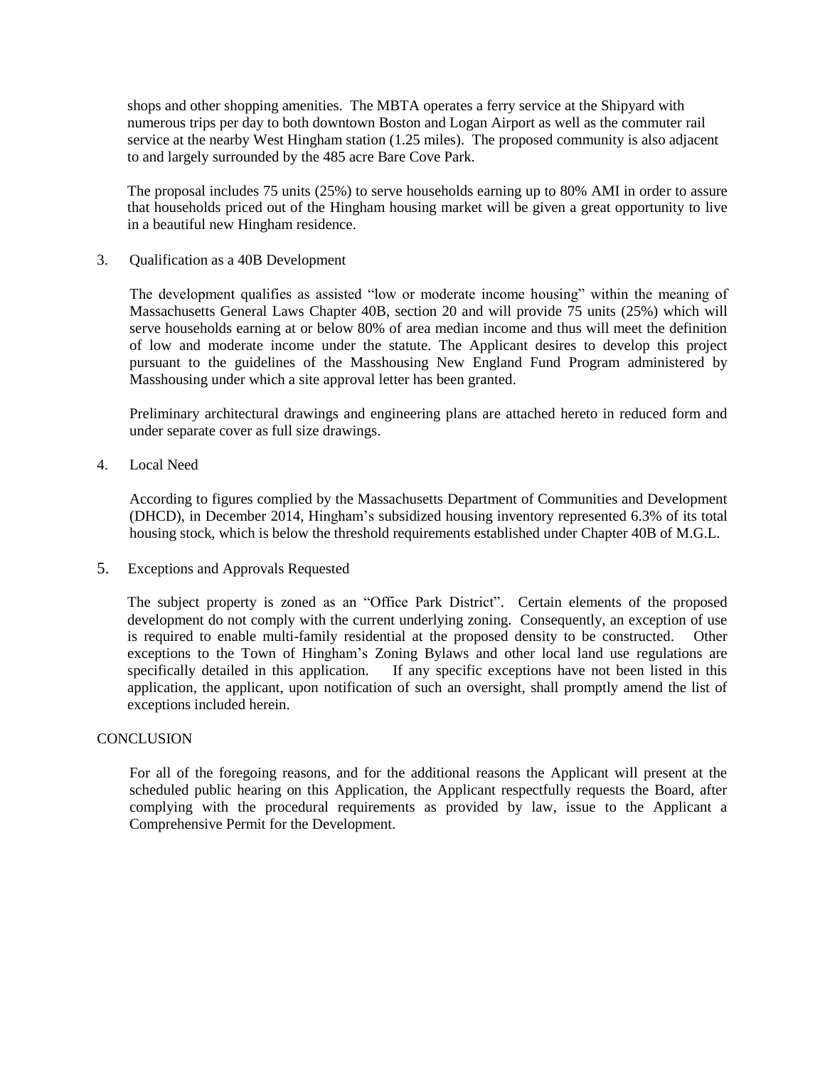shops and other shopping amenities. The MBTA operates a ferry service at the Shipyard with numerous trips per day to both downtown Boston and Logan Airport as well as the commuter rail service at the nearby West Hingham station (1.25 miles). The proposed community is also adjacent to and largely surrounded by the 485 acre Bare Cove Park.

The proposal includes 75 units (25%) to serve households earning up to 80% AMI in order to assure that households priced out of the Hingham housing market will be given a great opportunity to live in a beautiful new Hingham residence.

3. Qualification as a 40B Development

The development qualifies as assisted "low or moderate income housing" within the meaning of Massachusetts General Laws Chapter 40B, section 20 and will provide 75 units (25%) which will serve households earning at or below 80% of area median income and thus will meet the definition of low and moderate income under the statute. The Applicant desires to develop this project pursuant to the guidelines of the Masshousing New England Fund Program administered by Masshousing under which a site approval letter has been granted.

Preliminary architectural drawings and engineering plans are attached hereto in reduced form and under separate cover as full size drawings.

4. Local Need

According to figures complied by the Massachusetts Department of Communities and Development (DHCD), in December 2014, Hingham's subsidized housing inventory represented 6.3% of its total housing stock, which is below the threshold requirements established under Chapter 40B of M.G.L.

5. Exceptions and Approvals Requested

The subject property is zoned as an "Office Park District". Certain elements of the proposed development do not comply with the current underlying zoning. Consequently, an exception of use is required to enable multi-family residential at the proposed density to be constructed. Other exceptions to the Town of Hingham's Zoning Bylaws and other local land use regulations are specifically detailed in this application. If any specific exceptions have not been listed in this application, the applicant, upon notification of such an oversight, shall promptly amend the list of exceptions included herein.

CONCLUSION

For all of the foregoing reasons, and for the additional reasons the Applicant will present at the scheduled public hearing on this Application, the Applicant respectfully requests the Board, after complying with the procedural requirements as provided by law, issue to the Applicant a Comprehensive Permit for the Development.